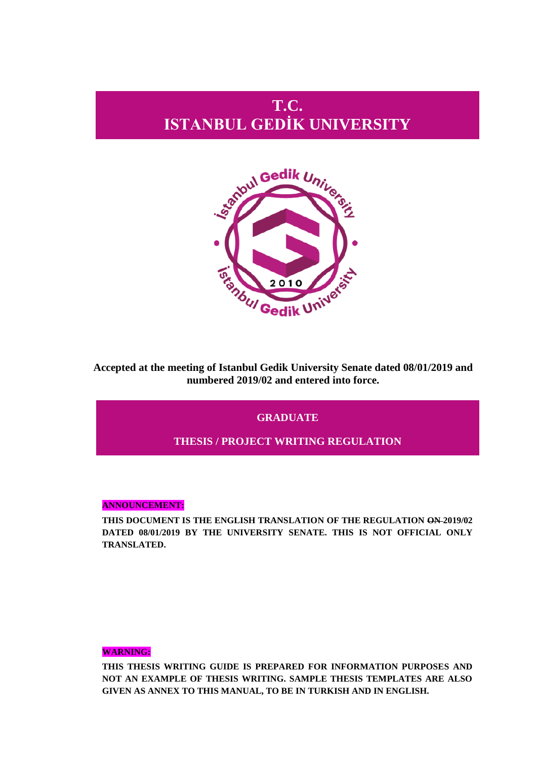# T.C.
# ISTANBUL GEDİK UNIVERSITY

**Accepted at the meeting of Istanbul Gedik University Senate dated 08/01/2019 and numbered 2019/02 and entered into force.**

## GRADUATE

## THESIS / PROJECT WRITING REGULATION

**ANNOUNCEMENT:**

**THIS DOCUMENT IS THE ENGLISH TRANSLATION OF THE REGULATION ~~ON~~ 2019/02 DATED 08/01/2019 BY THE UNIVERSITY SENATE. THIS IS NOT OFFICIAL ONLY TRANSLATED.**

**WARNING:**

**THIS THESIS WRITING GUIDE IS PREPARED FOR INFORMATION PURPOSES AND NOT AN EXAMPLE OF THESIS WRITING. SAMPLE THESIS TEMPLATES ARE ALSO GIVEN AS ANNEX TO THIS MANUAL, TO BE IN TURKISH AND IN ENGLISH.**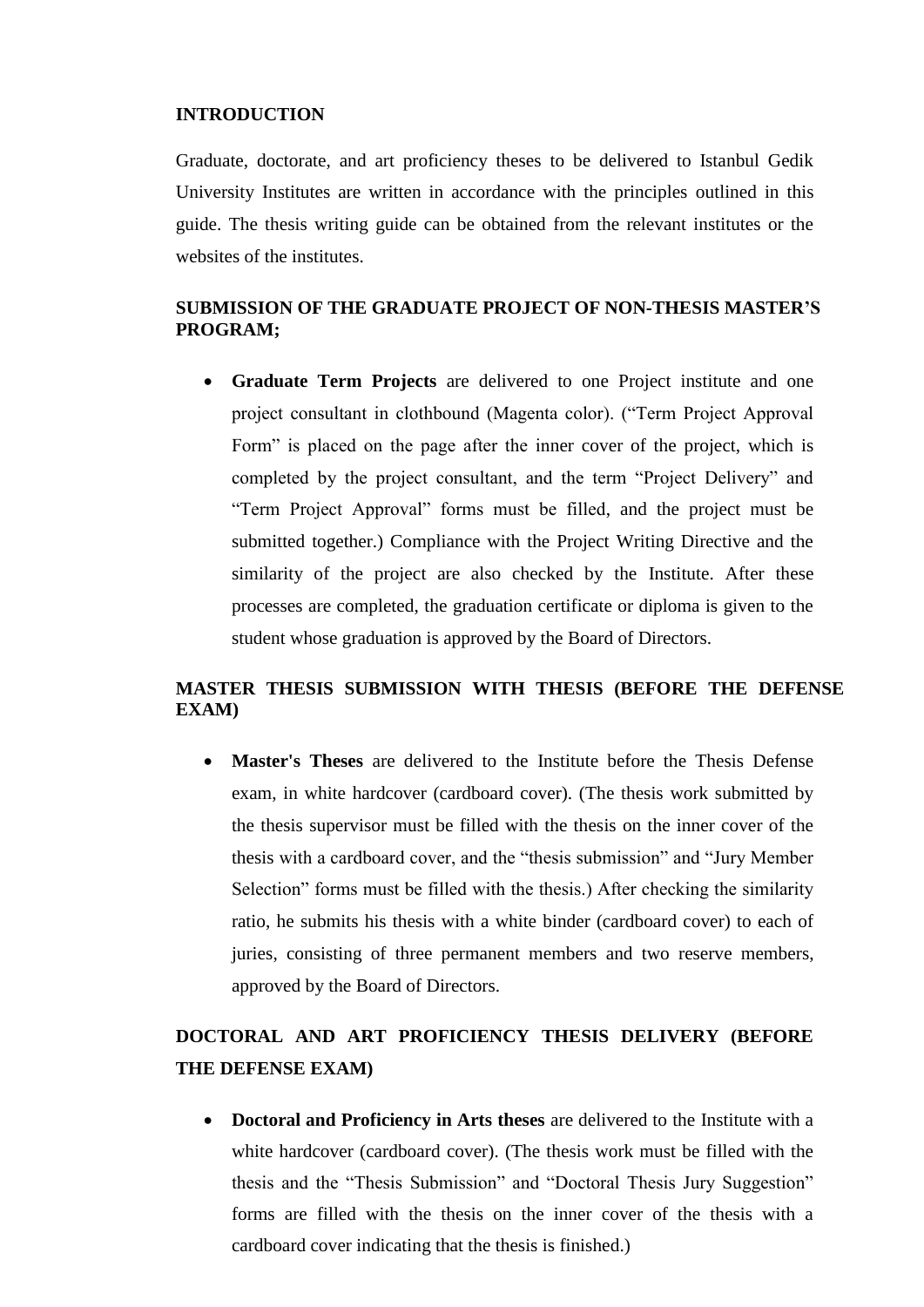## INTRODUCTION

Graduate, doctorate, and art proficiency theses to be delivered to Istanbul Gedik University Institutes are written in accordance with the principles outlined in this guide. The thesis writing guide can be obtained from the relevant institutes or the websites of the institutes.

## SUBMISSION OF THE GRADUATE PROJECT OF NON-THESIS MASTER'S PROGRAM;

- **Graduate Term Projects** are delivered to one Project institute and one project consultant in clothbound (Magenta color). ("Term Project Approval Form" is placed on the page after the inner cover of the project, which is completed by the project consultant, and the term "Project Delivery" and "Term Project Approval" forms must be filled, and the project must be submitted together.) Compliance with the Project Writing Directive and the similarity of the project are also checked by the Institute. After these processes are completed, the graduation certificate or diploma is given to the student whose graduation is approved by the Board of Directors.

## MASTER THESIS SUBMISSION WITH THESIS (BEFORE THE DEFENSE EXAM)

- **Master's Theses** are delivered to the Institute before the Thesis Defense exam, in white hardcover (cardboard cover). (The thesis work submitted by the thesis supervisor must be filled with the thesis on the inner cover of the thesis with a cardboard cover, and the "thesis submission" and "Jury Member Selection" forms must be filled with the thesis.) After checking the similarity ratio, he submits his thesis with a white binder (cardboard cover) to each of juries, consisting of three permanent members and two reserve members, approved by the Board of Directors.

## DOCTORAL AND ART PROFICIENCY THESIS DELIVERY (BEFORE THE DEFENSE EXAM)

- **Doctoral and Proficiency in Arts theses** are delivered to the Institute with a white hardcover (cardboard cover). (The thesis work must be filled with the thesis and the "Thesis Submission" and "Doctoral Thesis Jury Suggestion" forms are filled with the thesis on the inner cover of the thesis with a cardboard cover indicating that the thesis is finished.)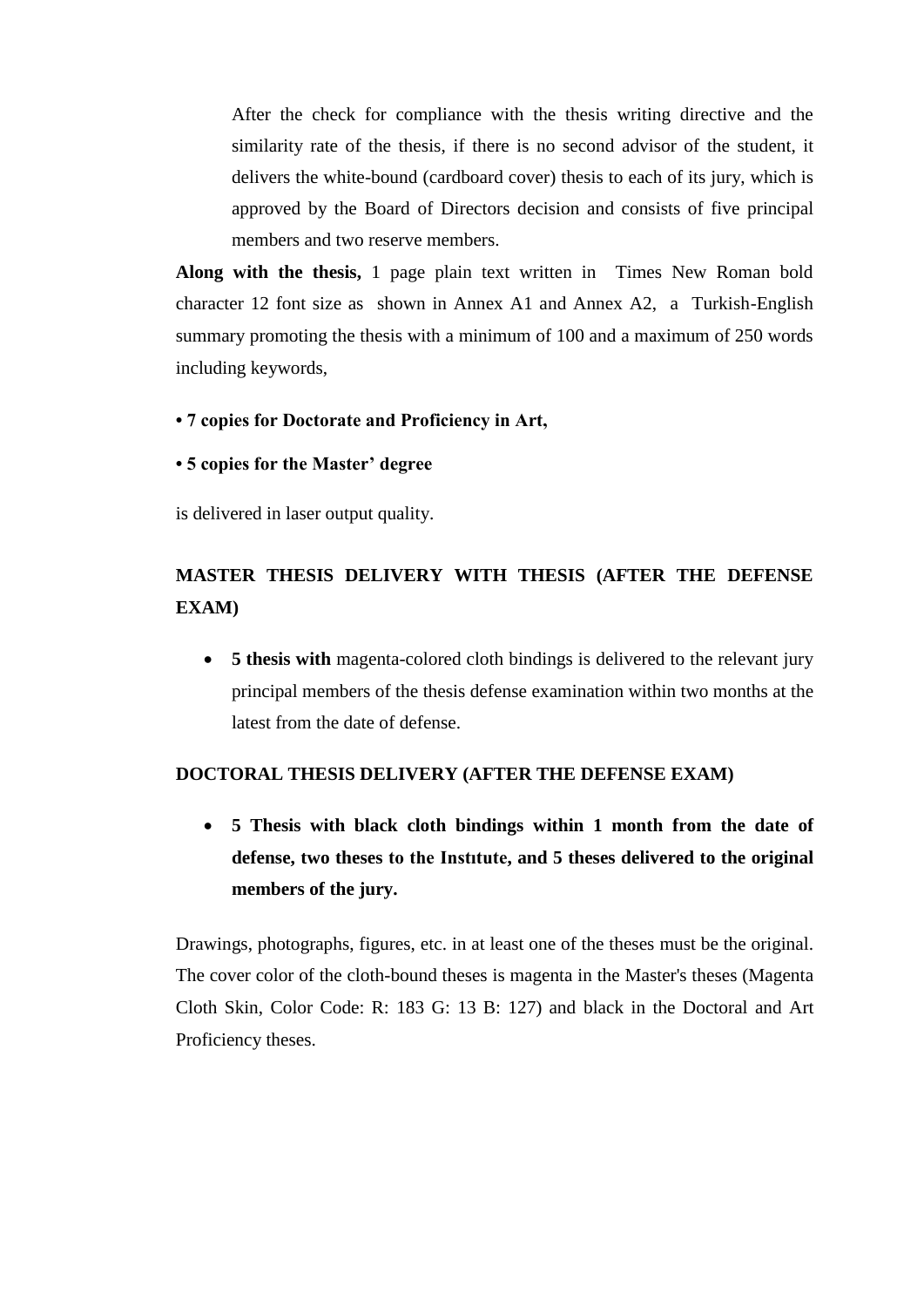After the check for compliance with the thesis writing directive and the similarity rate of the thesis, if there is no second advisor of the student, it delivers the white-bound (cardboard cover) thesis to each of its jury, which is approved by the Board of Directors decision and consists of five principal members and two reserve members.

**Along with the thesis,** 1 page plain text written in Times New Roman bold character 12 font size as shown in Annex A1 and Annex A2, a Turkish-English summary promoting the thesis with a minimum of 100 and a maximum of 250 words including keywords,

**• 7 copies for Doctorate and Proficiency in Art,**

**• 5 copies for the Master' degree**

is delivered in laser output quality.

## MASTER THESIS DELIVERY WITH THESIS (AFTER THE DEFENSE EXAM)

- **5 thesis with** magenta-colored cloth bindings is delivered to the relevant jury principal members of the thesis defense examination within two months at the latest from the date of defense.

### DOCTORAL THESIS DELIVERY (AFTER THE DEFENSE EXAM)

- **5 Thesis with black cloth bindings within 1 month from the date of defense, two theses to the Instıtute, and 5 theses delivered to the original members of the jury.**

Drawings, photographs, figures, etc. in at least one of the theses must be the original. The cover color of the cloth-bound theses is magenta in the Master's theses (Magenta Cloth Skin, Color Code: R: 183 G: 13 B: 127) and black in the Doctoral and Art Proficiency theses.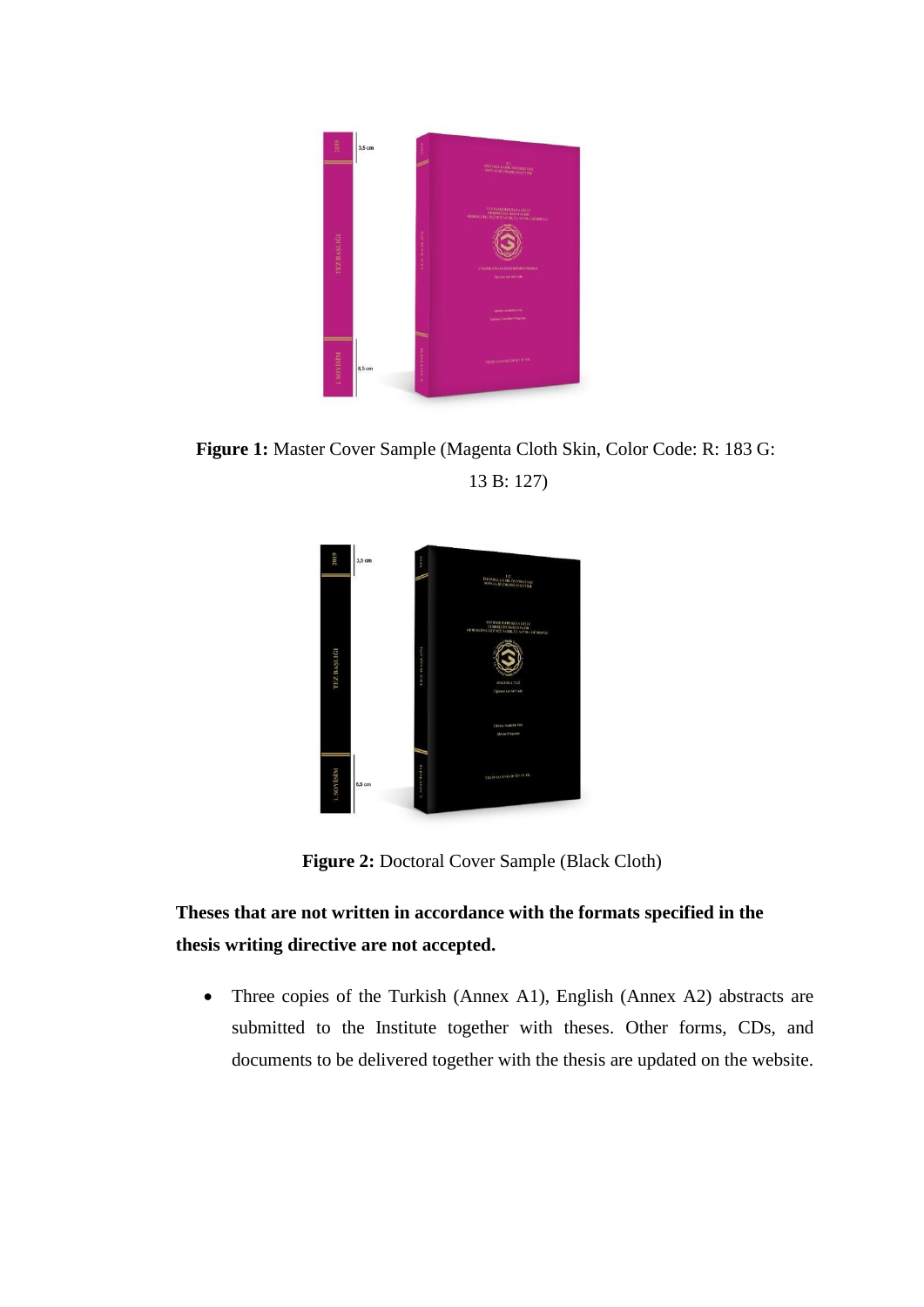**Figure 1:** Master Cover Sample (Magenta Cloth Skin, Color Code: R: 183 G: 13 B: 127)

**Figure 2:** Doctoral Cover Sample (Black Cloth)

**Theses that are not written in accordance with the formats specified in the thesis writing directive are not accepted.**

- Three copies of the Turkish (Annex A1), English (Annex A2) abstracts are submitted to the Institute together with theses. Other forms, CDs, and documents to be delivered together with the thesis are updated on the website.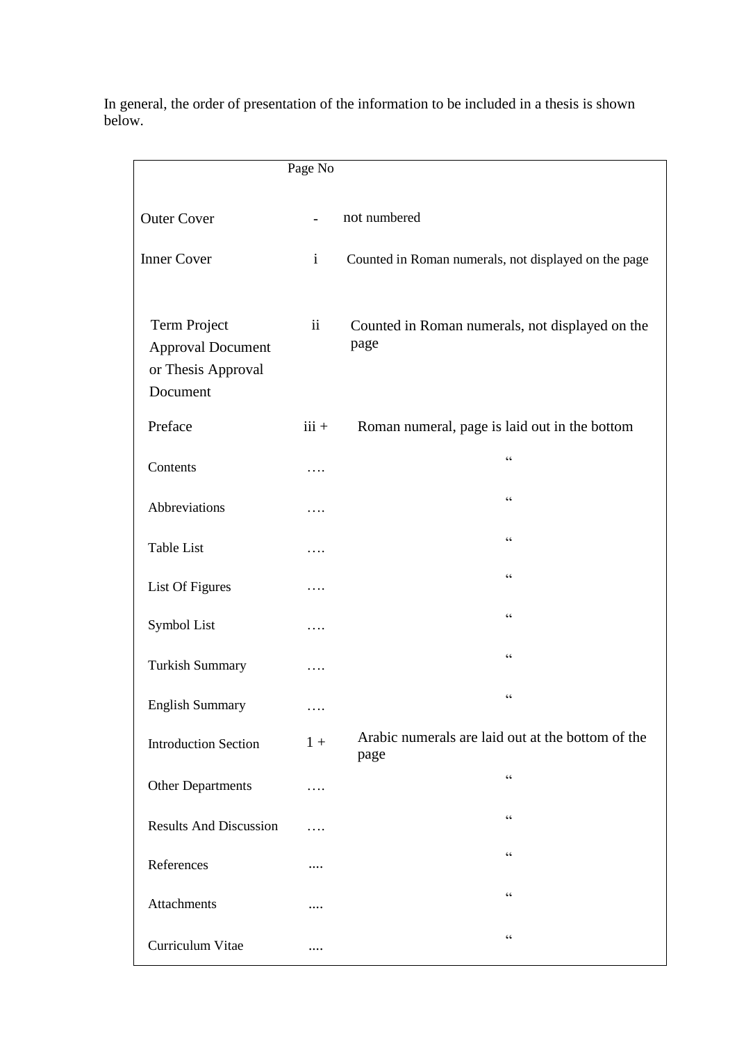In general, the order of presentation of the information to be included in a thesis is shown below.

| | Page No | |
|---|---|---|
| Outer Cover | - | not numbered |
| Inner Cover | i | Counted in Roman numerals, not displayed on the page |
| Term Project Approval Document or Thesis Approval Document | ii | Counted in Roman numerals, not displayed on the page |
| Preface | iii + | Roman numeral, page is laid out in the bottom |
| Contents | …. | " |
| Abbreviations | …. | " |
| Table List | …. | " |
| List Of Figures | …. | " |
| Symbol List | …. | " |
| Turkish Summary | …. | " |
| English Summary | …. | " |
| Introduction Section | 1 + | Arabic numerals are laid out at the bottom of the page |
| Other Departments | …. | " |
| Results And Discussion | …. | " |
| References | .... | " |
| Attachments | .... | " |
| Curriculum Vitae | .... | " |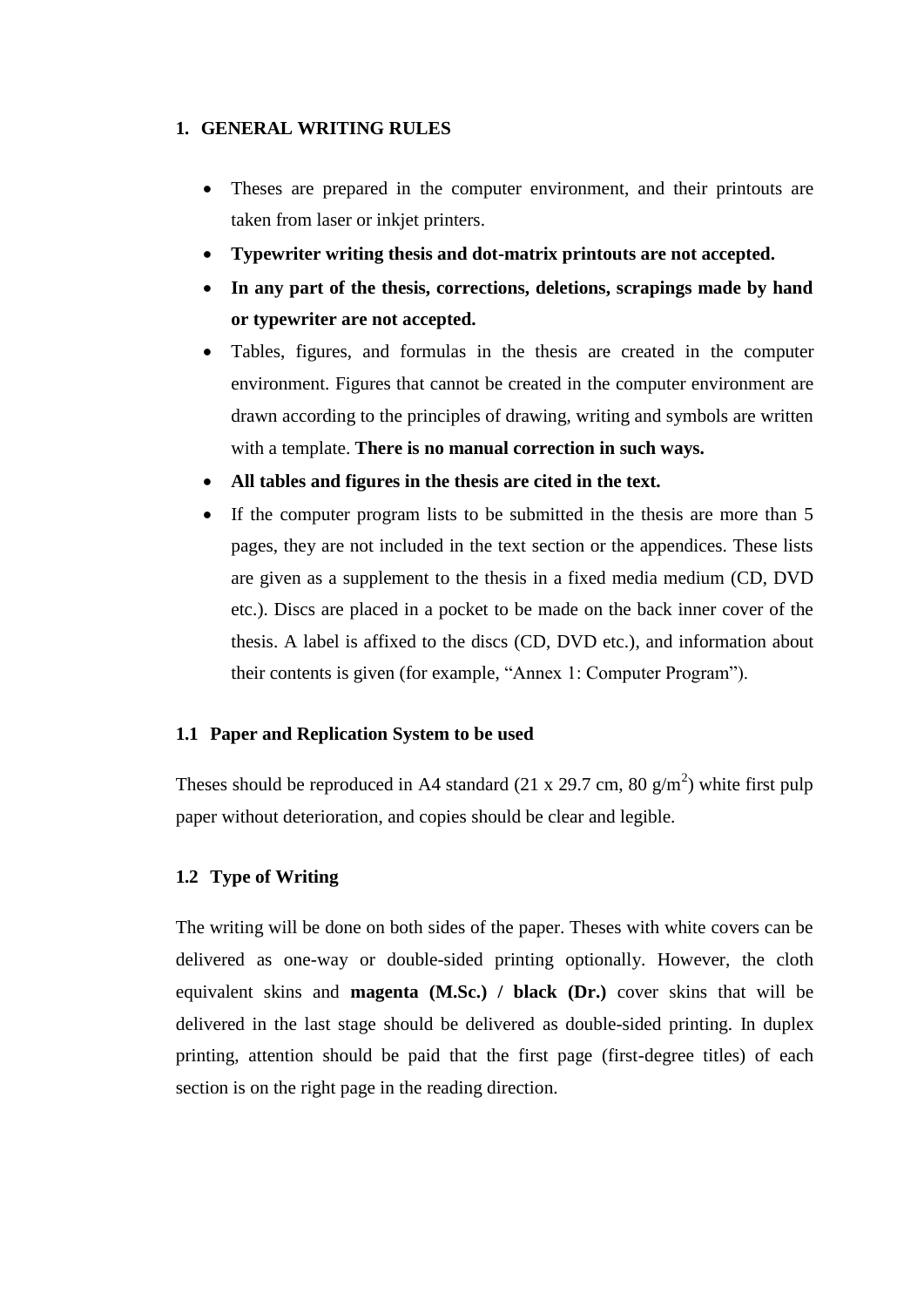# 1. GENERAL WRITING RULES

- Theses are prepared in the computer environment, and their printouts are taken from laser or inkjet printers.
- **Typewriter writing thesis and dot-matrix printouts are not accepted.**
- **In any part of the thesis, corrections, deletions, scrapings made by hand or typewriter are not accepted.**
- Tables, figures, and formulas in the thesis are created in the computer environment. Figures that cannot be created in the computer environment are drawn according to the principles of drawing, writing and symbols are written with a template. **There is no manual correction in such ways.**
- **All tables and figures in the thesis are cited in the text.**
- If the computer program lists to be submitted in the thesis are more than 5 pages, they are not included in the text section or the appendices. These lists are given as a supplement to the thesis in a fixed media medium (CD, DVD etc.). Discs are placed in a pocket to be made on the back inner cover of the thesis. A label is affixed to the discs (CD, DVD etc.), and information about their contents is given (for example, "Annex 1: Computer Program").

## 1.1 Paper and Replication System to be used

Theses should be reproduced in A4 standard (21 x 29.7 cm, 80 g/$m^2$) white first pulp paper without deterioration, and copies should be clear and legible.

## 1.2 Type of Writing

The writing will be done on both sides of the paper. Theses with white covers can be delivered as one-way or double-sided printing optionally. However, the cloth equivalent skins and **magenta (M.Sc.) / black (Dr.)** cover skins that will be delivered in the last stage should be delivered as double-sided printing. In duplex printing, attention should be paid that the first page (first-degree titles) of each section is on the right page in the reading direction.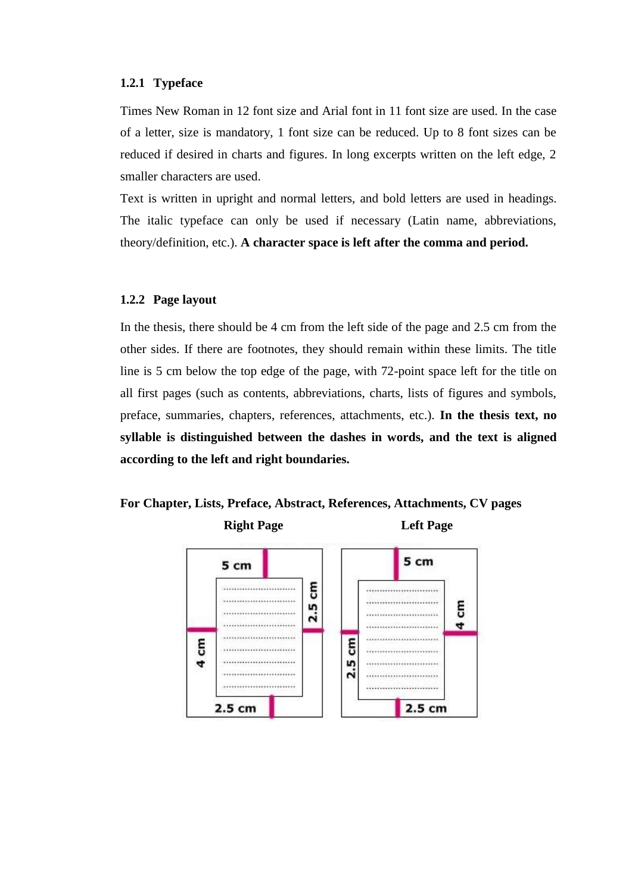### 1.2.1 Typeface

Times New Roman in 12 font size and Arial font in 11 font size are used. In the case of a letter, size is mandatory, 1 font size can be reduced. Up to 8 font sizes can be reduced if desired in charts and figures. In long excerpts written on the left edge, 2 smaller characters are used.

Text is written in upright and normal letters, and bold letters are used in headings. The italic typeface can only be used if necessary (Latin name, abbreviations, theory/definition, etc.). **A character space is left after the comma and period.**

### 1.2.2 Page layout

In the thesis, there should be 4 cm from the left side of the page and 2.5 cm from the other sides. If there are footnotes, they should remain within these limits. The title line is 5 cm below the top edge of the page, with 72-point space left for the title on all first pages (such as contents, abbreviations, charts, lists of figures and symbols, preface, summaries, chapters, references, attachments, etc.). **In the thesis text, no syllable is distinguished between the dashes in words, and the text is aligned according to the left and right boundaries.**

**For Chapter, Lists, Preface, Abstract, References, Attachments, CV pages**

**Right Page** **Left Page**

Right Page: 5 cm (top), 2.5 cm (right), 4 cm (left), 2.5 cm (bottom)

Left Page: 5 cm (top), 4 cm (right), 2.5 cm (left), 2.5 cm (bottom)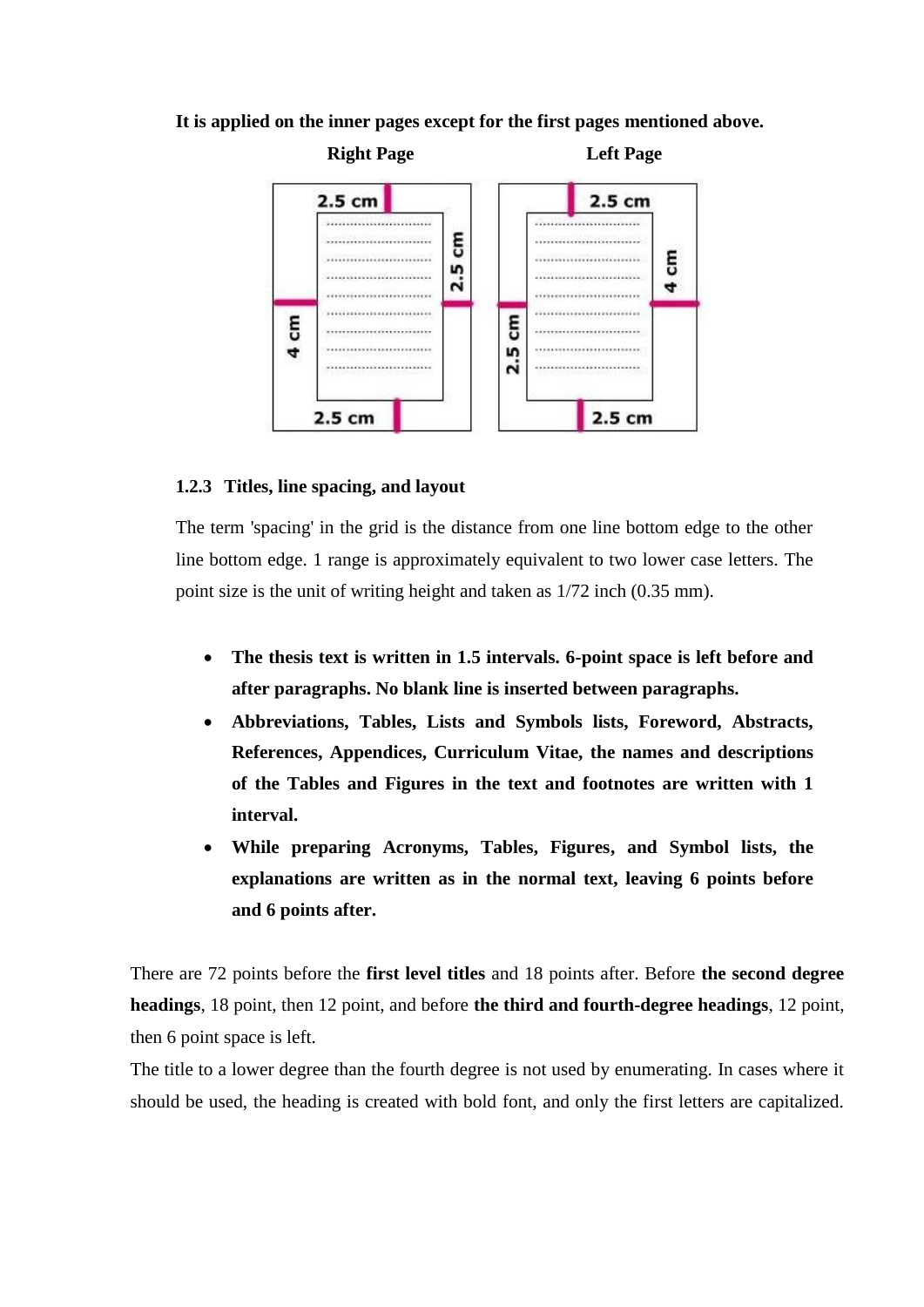**It is applied on the inner pages except for the first pages mentioned above.**

**Right Page** **Left Page**

### 1.2.3 Titles, line spacing, and layout

The term 'spacing' in the grid is the distance from one line bottom edge to the other line bottom edge. 1 range is approximately equivalent to two lower case letters. The point size is the unit of writing height and taken as 1/72 inch (0.35 mm).

- **The thesis text is written in 1.5 intervals. 6-point space is left before and after paragraphs. No blank line is inserted between paragraphs.**
- **Abbreviations, Tables, Lists and Symbols lists, Foreword, Abstracts, References, Appendices, Curriculum Vitae, the names and descriptions of the Tables and Figures in the text and footnotes are written with 1 interval.**
- **While preparing Acronyms, Tables, Figures, and Symbol lists, the explanations are written as in the normal text, leaving 6 points before and 6 points after.**

There are 72 points before the **first level titles** and 18 points after. Before **the second degree headings**, 18 point, then 12 point, and before **the third and fourth-degree headings**, 12 point, then 6 point space is left.

The title to a lower degree than the fourth degree is not used by enumerating. In cases where it should be used, the heading is created with bold font, and only the first letters are capitalized.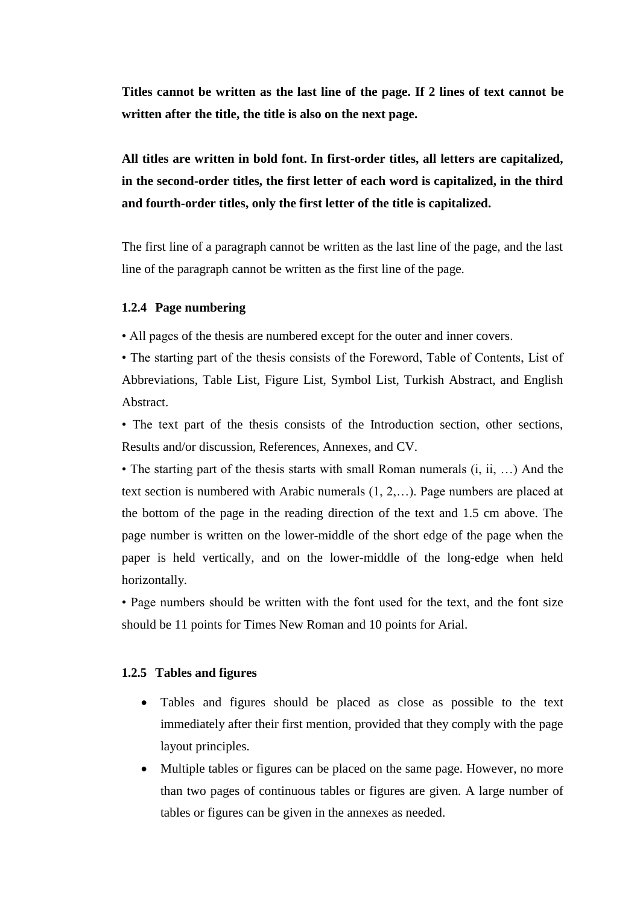**Titles cannot be written as the last line of the page. If 2 lines of text cannot be written after the title, the title is also on the next page.**

**All titles are written in bold font. In first-order titles, all letters are capitalized, in the second-order titles, the first letter of each word is capitalized, in the third and fourth-order titles, only the first letter of the title is capitalized.**

The first line of a paragraph cannot be written as the last line of the page, and the last line of the paragraph cannot be written as the first line of the page.

### 1.2.4 Page numbering

• All pages of the thesis are numbered except for the outer and inner covers.

• The starting part of the thesis consists of the Foreword, Table of Contents, List of Abbreviations, Table List, Figure List, Symbol List, Turkish Abstract, and English Abstract.

• The text part of the thesis consists of the Introduction section, other sections, Results and/or discussion, References, Annexes, and CV.

• The starting part of the thesis starts with small Roman numerals (i, ii, …) And the text section is numbered with Arabic numerals (1, 2,…). Page numbers are placed at the bottom of the page in the reading direction of the text and 1.5 cm above. The page number is written on the lower-middle of the short edge of the page when the paper is held vertically, and on the lower-middle of the long-edge when held horizontally.

• Page numbers should be written with the font used for the text, and the font size should be 11 points for Times New Roman and 10 points for Arial.

### 1.2.5 Tables and figures

- Tables and figures should be placed as close as possible to the text immediately after their first mention, provided that they comply with the page layout principles.
- Multiple tables or figures can be placed on the same page. However, no more than two pages of continuous tables or figures are given. A large number of tables or figures can be given in the annexes as needed.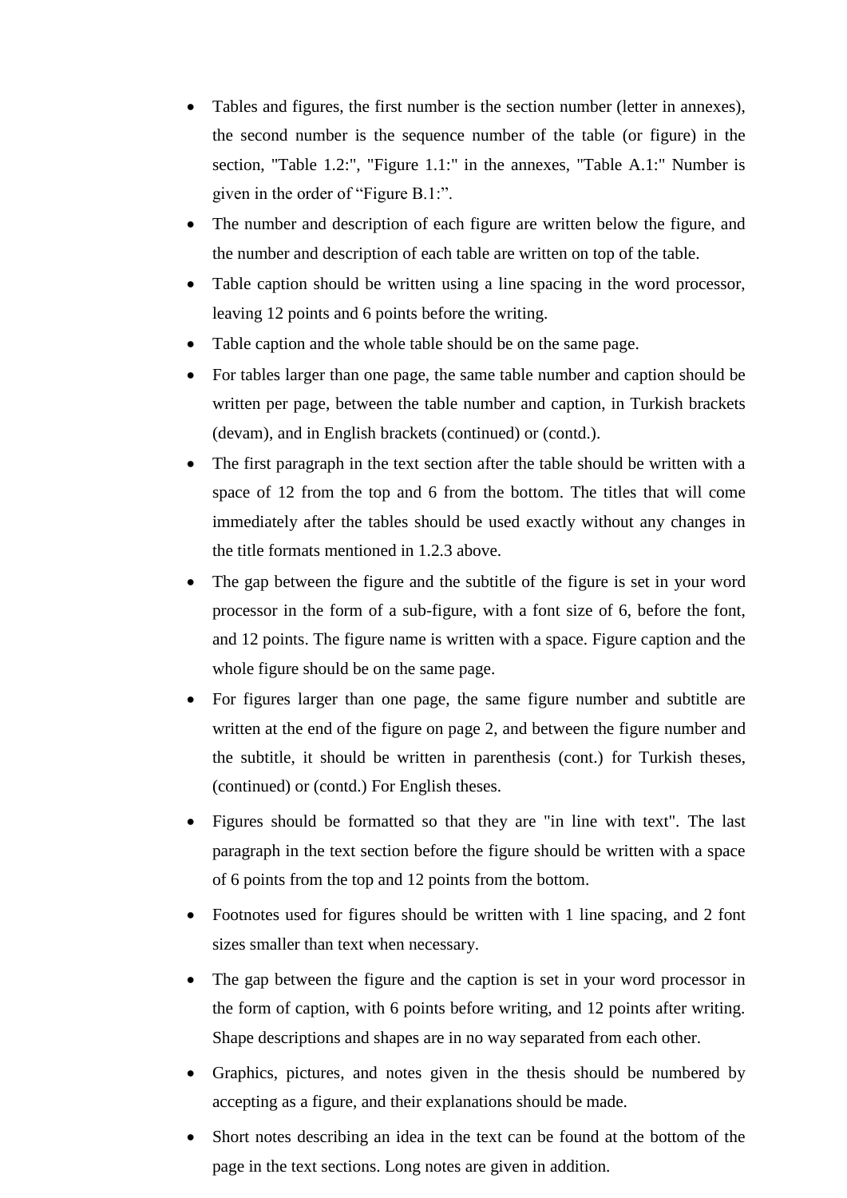- Tables and figures, the first number is the section number (letter in annexes), the second number is the sequence number of the table (or figure) in the section, "Table 1.2:", "Figure 1.1:" in the annexes, "Table A.1:" Number is given in the order of "Figure B.1:".
- The number and description of each figure are written below the figure, and the number and description of each table are written on top of the table.
- Table caption should be written using a line spacing in the word processor, leaving 12 points and 6 points before the writing.
- Table caption and the whole table should be on the same page.
- For tables larger than one page, the same table number and caption should be written per page, between the table number and caption, in Turkish brackets (devam), and in English brackets (continued) or (contd.).
- The first paragraph in the text section after the table should be written with a space of 12 from the top and 6 from the bottom. The titles that will come immediately after the tables should be used exactly without any changes in the title formats mentioned in 1.2.3 above.
- The gap between the figure and the subtitle of the figure is set in your word processor in the form of a sub-figure, with a font size of 6, before the font, and 12 points. The figure name is written with a space. Figure caption and the whole figure should be on the same page.
- For figures larger than one page, the same figure number and subtitle are written at the end of the figure on page 2, and between the figure number and the subtitle, it should be written in parenthesis (cont.) for Turkish theses, (continued) or (contd.) For English theses.
- Figures should be formatted so that they are "in line with text". The last paragraph in the text section before the figure should be written with a space of 6 points from the top and 12 points from the bottom.
- Footnotes used for figures should be written with 1 line spacing, and 2 font sizes smaller than text when necessary.
- The gap between the figure and the caption is set in your word processor in the form of caption, with 6 points before writing, and 12 points after writing. Shape descriptions and shapes are in no way separated from each other.
- Graphics, pictures, and notes given in the thesis should be numbered by accepting as a figure, and their explanations should be made.
- Short notes describing an idea in the text can be found at the bottom of the page in the text sections. Long notes are given in addition.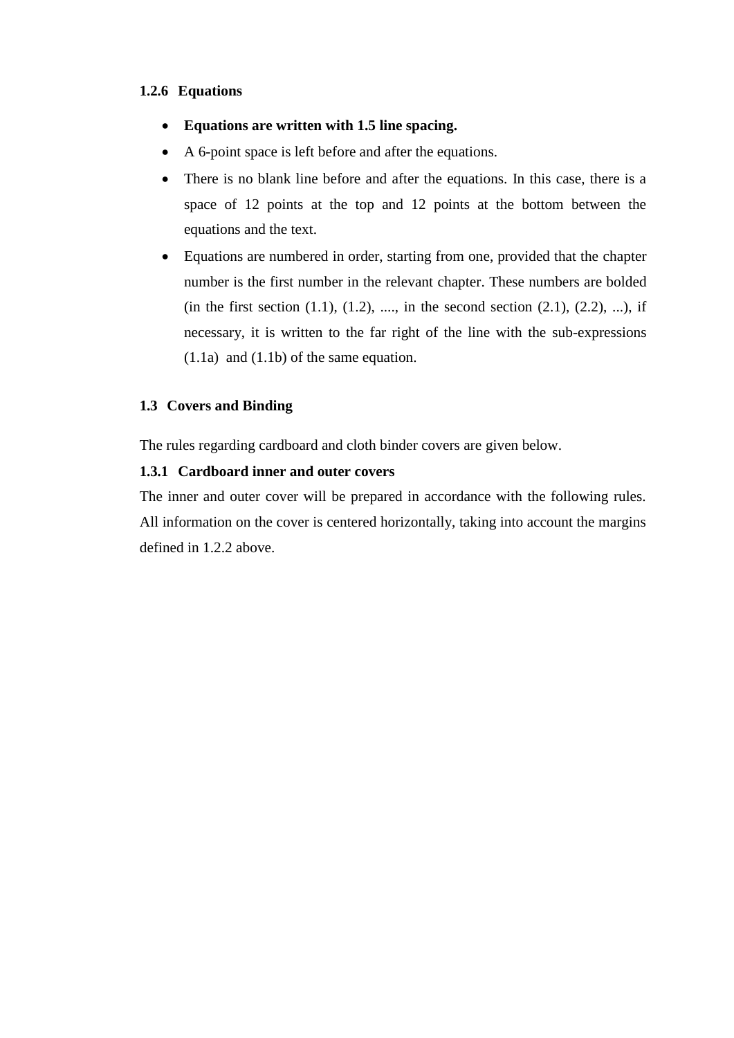### 1.2.6 Equations

- **Equations are written with 1.5 line spacing.**
- A 6-point space is left before and after the equations.
- There is no blank line before and after the equations. In this case, there is a space of 12 points at the top and 12 points at the bottom between the equations and the text.
- Equations are numbered in order, starting from one, provided that the chapter number is the first number in the relevant chapter. These numbers are bolded (in the first section (1.1), (1.2), ...., in the second section (2.1), (2.2), ...), if necessary, it is written to the far right of the line with the sub-expressions (1.1a) and (1.1b) of the same equation.

## 1.3 Covers and Binding

The rules regarding cardboard and cloth binder covers are given below.

### 1.3.1 Cardboard inner and outer covers

The inner and outer cover will be prepared in accordance with the following rules. All information on the cover is centered horizontally, taking into account the margins defined in 1.2.2 above.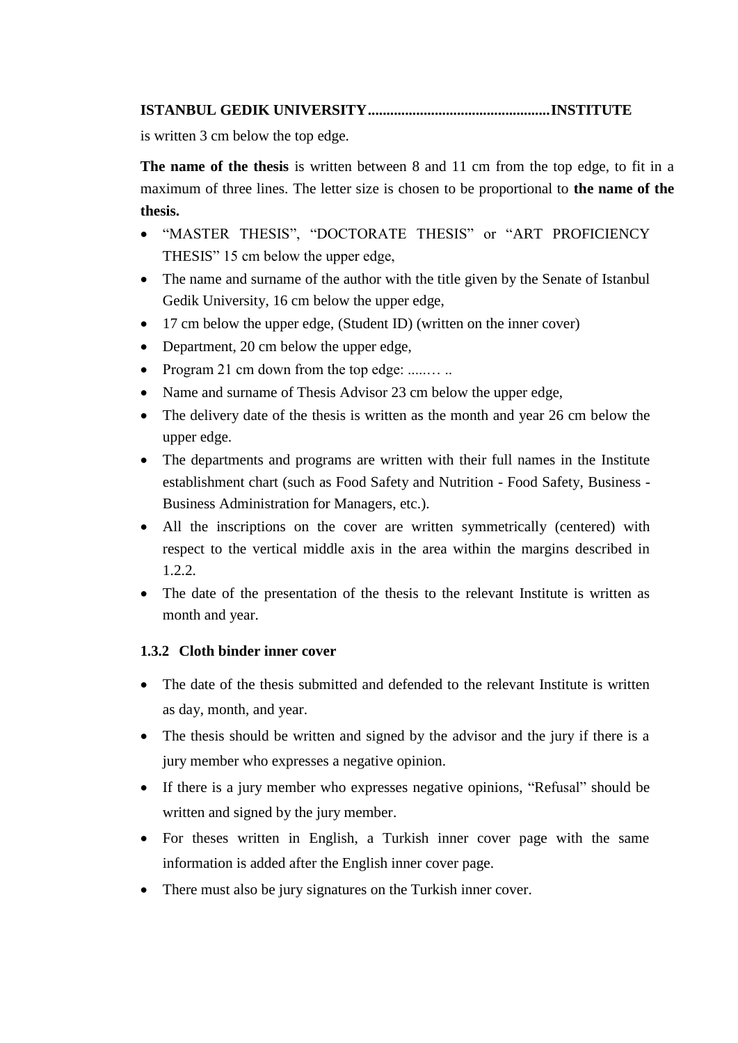**ISTANBUL GEDIK UNIVERSITY................................................INSTITUTE**

is written 3 cm below the top edge.

**The name of the thesis** is written between 8 and 11 cm from the top edge, to fit in a maximum of three lines. The letter size is chosen to be proportional to **the name of the thesis.**

- "MASTER THESIS", "DOCTORATE THESIS" or "ART PROFICIENCY THESIS" 15 cm below the upper edge,
- The name and surname of the author with the title given by the Senate of Istanbul Gedik University, 16 cm below the upper edge,
- 17 cm below the upper edge, (Student ID) (written on the inner cover)
- Department, 20 cm below the upper edge,
- Program 21 cm down from the top edge: .....… ..
- Name and surname of Thesis Advisor 23 cm below the upper edge,
- The delivery date of the thesis is written as the month and year 26 cm below the upper edge.
- The departments and programs are written with their full names in the Institute establishment chart (such as Food Safety and Nutrition - Food Safety, Business - Business Administration for Managers, etc.).
- All the inscriptions on the cover are written symmetrically (centered) with respect to the vertical middle axis in the area within the margins described in 1.2.2.
- The date of the presentation of the thesis to the relevant Institute is written as month and year.

### 1.3.2 Cloth binder inner cover

- The date of the thesis submitted and defended to the relevant Institute is written as day, month, and year.
- The thesis should be written and signed by the advisor and the jury if there is a jury member who expresses a negative opinion.
- If there is a jury member who expresses negative opinions, "Refusal" should be written and signed by the jury member.
- For theses written in English, a Turkish inner cover page with the same information is added after the English inner cover page.
- There must also be jury signatures on the Turkish inner cover.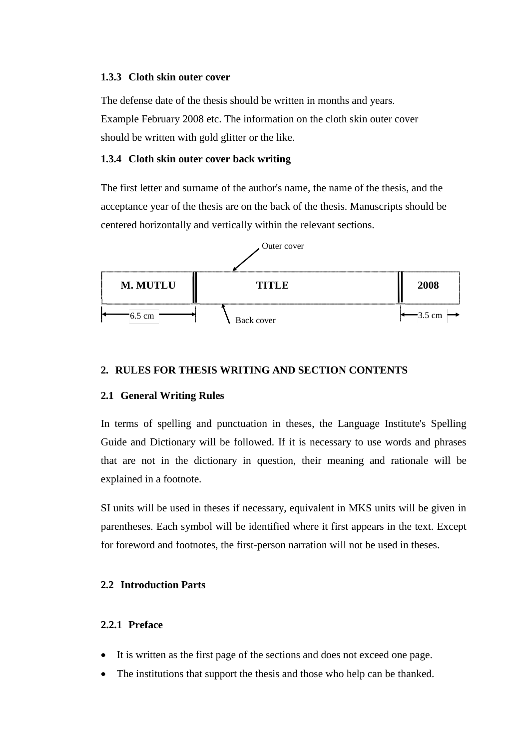#### 1.3.3 Cloth skin outer cover

The defense date of the thesis should be written in months and years.
Example February 2008 etc. The information on the cloth skin outer cover should be written with gold glitter or the like.

#### 1.3.4 Cloth skin outer cover back writing

The first letter and surname of the author's name, the name of the thesis, and the acceptance year of the thesis are on the back of the thesis. Manuscripts should be centered horizontally and vertically within the relevant sections.

Outer cover

| **M. MUTLU** | **TITLE** | **2008** |
|---|---|---|
| 6.5 cm | Back cover | 3.5 cm |

## 2. RULES FOR THESIS WRITING AND SECTION CONTENTS

### 2.1 General Writing Rules

In terms of spelling and punctuation in theses, the Language Institute's Spelling Guide and Dictionary will be followed. If it is necessary to use words and phrases that are not in the dictionary in question, their meaning and rationale will be explained in a footnote.

SI units will be used in theses if necessary, equivalent in MKS units will be given in parentheses. Each symbol will be identified where it first appears in the text. Except for foreword and footnotes, the first-person narration will not be used in theses.

### 2.2 Introduction Parts

#### 2.2.1 Preface

- It is written as the first page of the sections and does not exceed one page.
- The institutions that support the thesis and those who help can be thanked.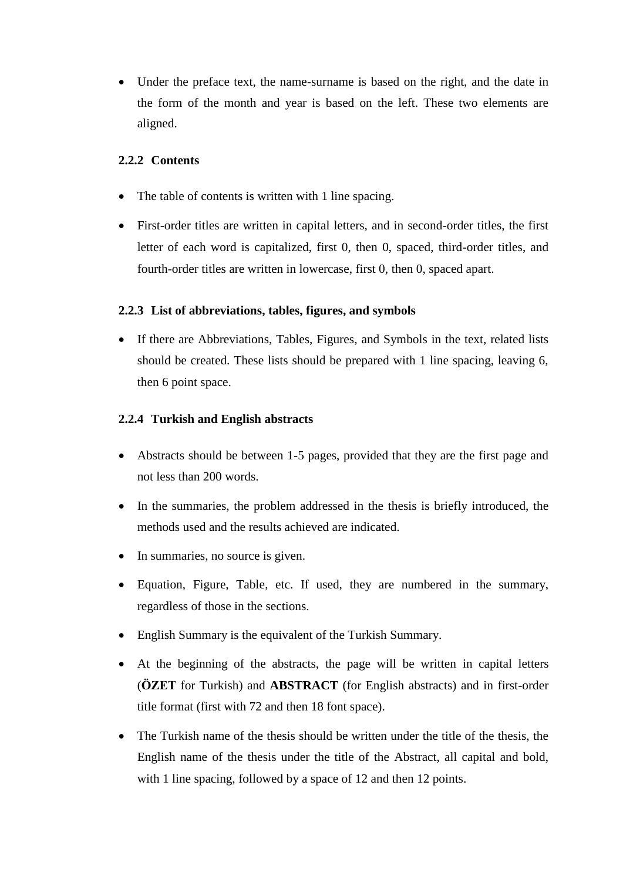- Under the preface text, the name-surname is based on the right, and the date in the form of the month and year is based on the left. These two elements are aligned.

### 2.2.2 Contents

- The table of contents is written with 1 line spacing.
- First-order titles are written in capital letters, and in second-order titles, the first letter of each word is capitalized, first 0, then 0, spaced, third-order titles, and fourth-order titles are written in lowercase, first 0, then 0, spaced apart.

### 2.2.3 List of abbreviations, tables, figures, and symbols

- If there are Abbreviations, Tables, Figures, and Symbols in the text, related lists should be created. These lists should be prepared with 1 line spacing, leaving 6, then 6 point space.

### 2.2.4 Turkish and English abstracts

- Abstracts should be between 1-5 pages, provided that they are the first page and not less than 200 words.
- In the summaries, the problem addressed in the thesis is briefly introduced, the methods used and the results achieved are indicated.
- In summaries, no source is given.
- Equation, Figure, Table, etc. If used, they are numbered in the summary, regardless of those in the sections.
- English Summary is the equivalent of the Turkish Summary.
- At the beginning of the abstracts, the page will be written in capital letters (**ÖZET** for Turkish) and **ABSTRACT** (for English abstracts) and in first-order title format (first with 72 and then 18 font space).
- The Turkish name of the thesis should be written under the title of the thesis, the English name of the thesis under the title of the Abstract, all capital and bold, with 1 line spacing, followed by a space of 12 and then 12 points.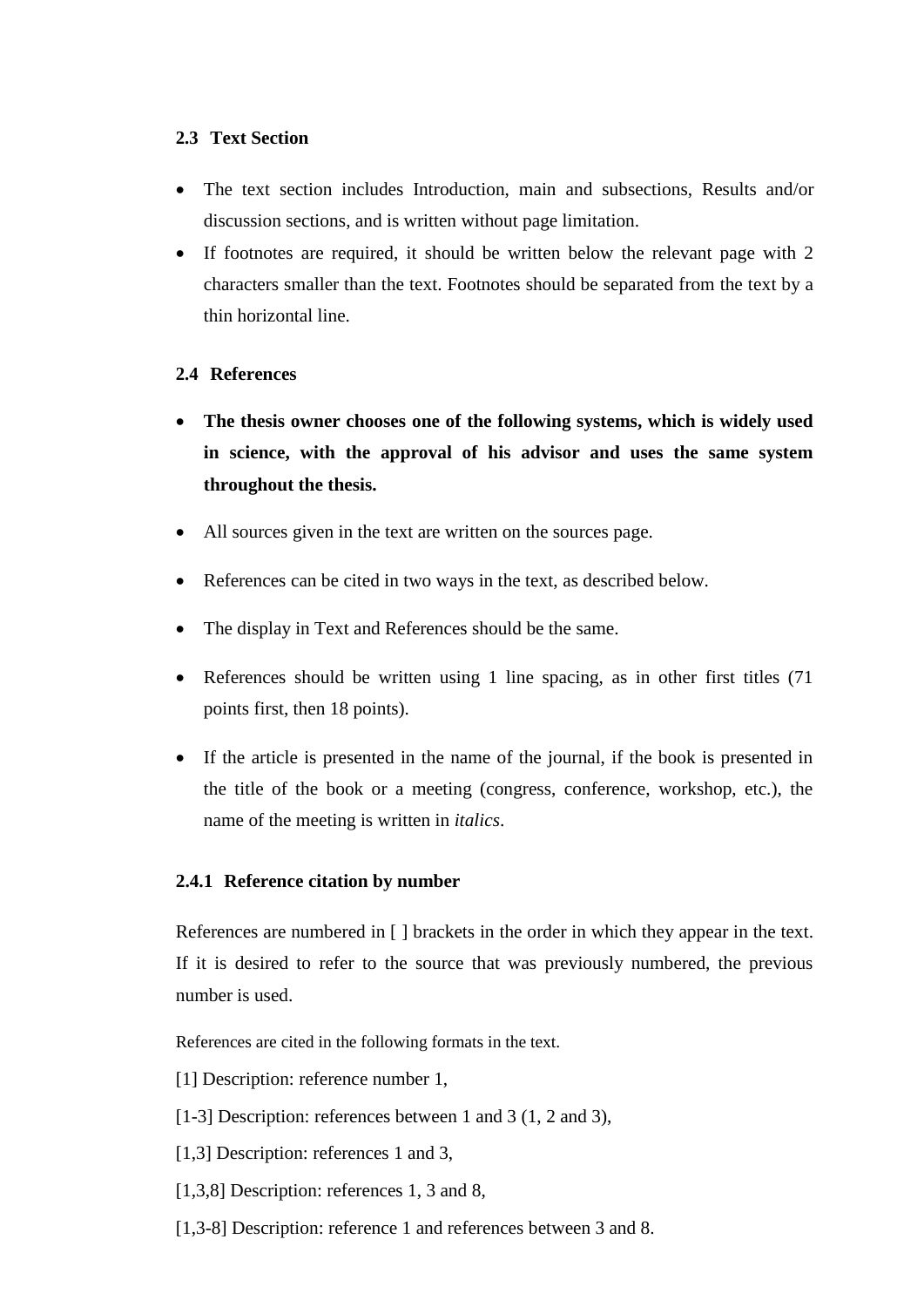### 2.3 Text Section

- The text section includes Introduction, main and subsections, Results and/or discussion sections, and is written without page limitation.
- If footnotes are required, it should be written below the relevant page with 2 characters smaller than the text. Footnotes should be separated from the text by a thin horizontal line.

### 2.4 References

- **The thesis owner chooses one of the following systems, which is widely used in science, with the approval of his advisor and uses the same system throughout the thesis.**
- All sources given in the text are written on the sources page.
- References can be cited in two ways in the text, as described below.
- The display in Text and References should be the same.
- References should be written using 1 line spacing, as in other first titles (71 points first, then 18 points).
- If the article is presented in the name of the journal, if the book is presented in the title of the book or a meeting (congress, conference, workshop, etc.), the name of the meeting is written in *italics*.

#### 2.4.1 Reference citation by number

References are numbered in [ ] brackets in the order in which they appear in the text. If it is desired to refer to the source that was previously numbered, the previous number is used.

References are cited in the following formats in the text.

[1] Description: reference number 1,

[1-3] Description: references between 1 and 3 (1, 2 and 3),

[1,3] Description: references 1 and 3,

[1,3,8] Description: references 1, 3 and 8,

[1,3-8] Description: reference 1 and references between 3 and 8.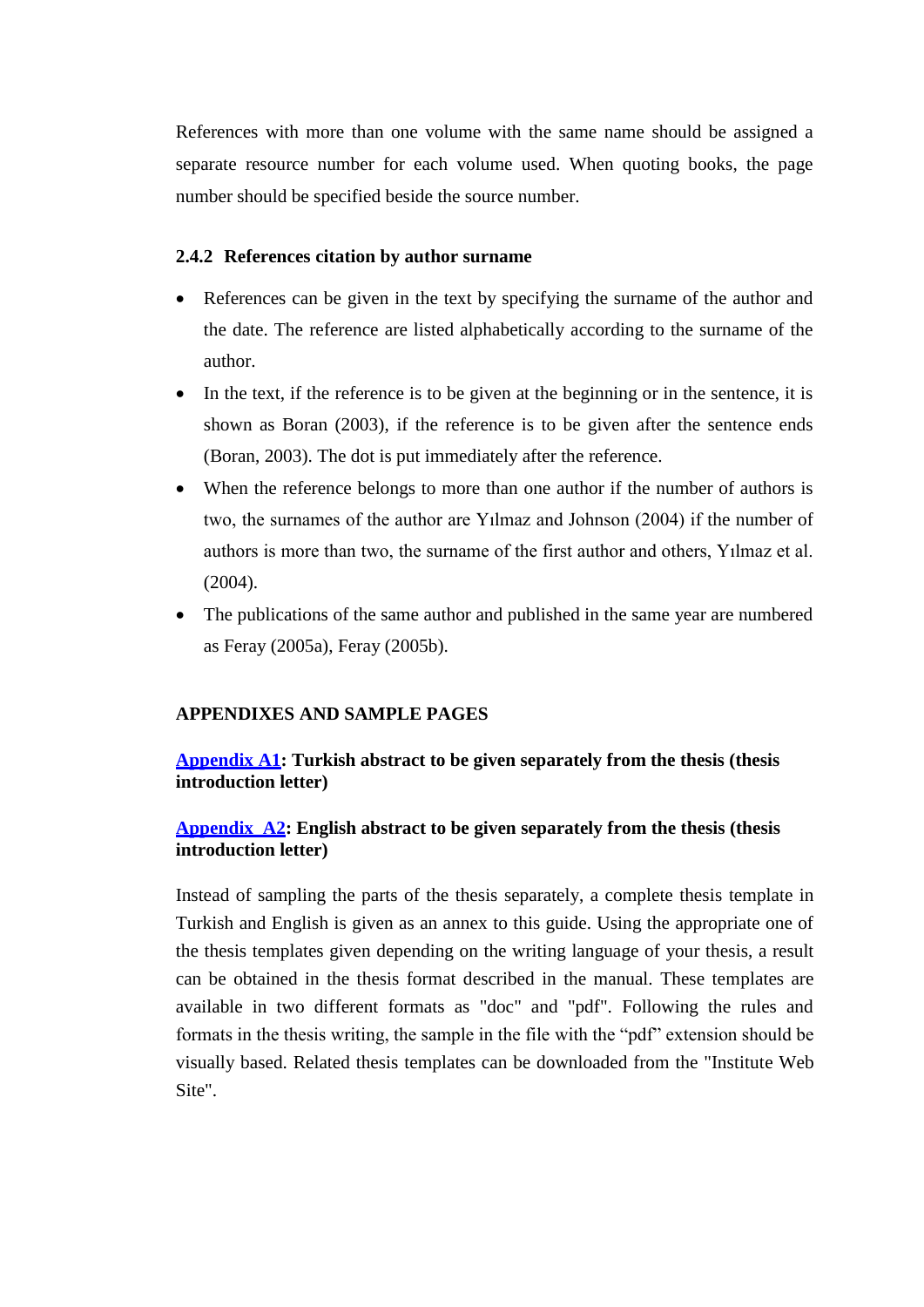References with more than one volume with the same name should be assigned a separate resource number for each volume used. When quoting books, the page number should be specified beside the source number.

### 2.4.2 References citation by author surname

- References can be given in the text by specifying the surname of the author and the date. The reference are listed alphabetically according to the surname of the author.
- In the text, if the reference is to be given at the beginning or in the sentence, it is shown as Boran (2003), if the reference is to be given after the sentence ends (Boran, 2003). The dot is put immediately after the reference.
- When the reference belongs to more than one author if the number of authors is two, the surnames of the author are Yılmaz and Johnson (2004) if the number of authors is more than two, the surname of the first author and others, Yılmaz et al. (2004).
- The publications of the same author and published in the same year are numbered as Feray (2005a), Feray (2005b).

## APPENDIXES AND SAMPLE PAGES

**Appendix A1: Turkish abstract to be given separately from the thesis (thesis introduction letter)**

**Appendix A2: English abstract to be given separately from the thesis (thesis introduction letter)**

Instead of sampling the parts of the thesis separately, a complete thesis template in Turkish and English is given as an annex to this guide. Using the appropriate one of the thesis templates given depending on the writing language of your thesis, a result can be obtained in the thesis format described in the manual. These templates are available in two different formats as "doc" and "pdf". Following the rules and formats in the thesis writing, the sample in the file with the "pdf" extension should be visually based. Related thesis templates can be downloaded from the "Institute Web Site".